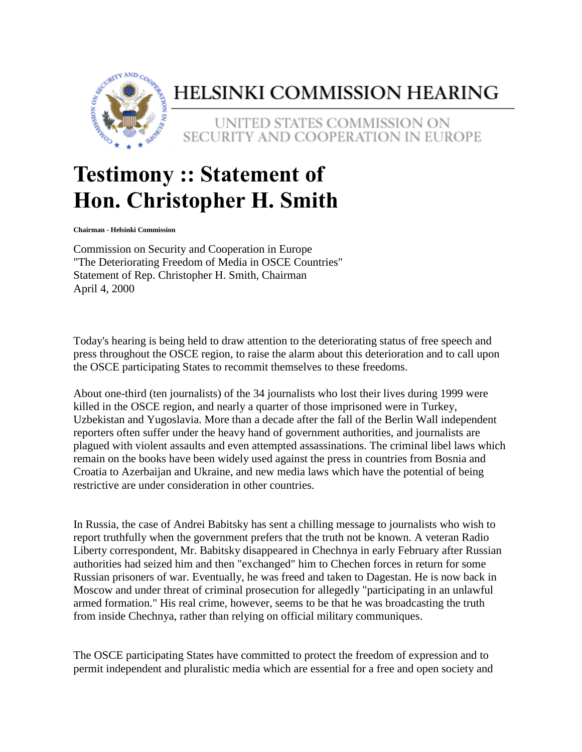# HELSINKI COMMISSION HEARING

UNITED STATES COMMISSION ON SECURITY AND COOPERATION IN EUROPE

# Testimony :: Statement of Hon. Christopher H. Smith

**Chairman - Helsinki Commission**

Commission on Security and Cooperation in Europe
"The Deteriorating Freedom of Media in OSCE Countries"
Statement of Rep. Christopher H. Smith, Chairman
April 4, 2000

Today's hearing is being held to draw attention to the deteriorating status of free speech and press throughout the OSCE region, to raise the alarm about this deterioration and to call upon the OSCE participating States to recommit themselves to these freedoms.

About one-third (ten journalists) of the 34 journalists who lost their lives during 1999 were killed in the OSCE region, and nearly a quarter of those imprisoned were in Turkey, Uzbekistan and Yugoslavia. More than a decade after the fall of the Berlin Wall independent reporters often suffer under the heavy hand of government authorities, and journalists are plagued with violent assaults and even attempted assassinations. The criminal libel laws which remain on the books have been widely used against the press in countries from Bosnia and Croatia to Azerbaijan and Ukraine, and new media laws which have the potential of being restrictive are under consideration in other countries.

In Russia, the case of Andrei Babitsky has sent a chilling message to journalists who wish to report truthfully when the government prefers that the truth not be known. A veteran Radio Liberty correspondent, Mr. Babitsky disappeared in Chechnya in early February after Russian authorities had seized him and then "exchanged" him to Chechen forces in return for some Russian prisoners of war. Eventually, he was freed and taken to Dagestan. He is now back in Moscow and under threat of criminal prosecution for allegedly "participating in an unlawful armed formation." His real crime, however, seems to be that he was broadcasting the truth from inside Chechnya, rather than relying on official military communiques.

The OSCE participating States have committed to protect the freedom of expression and to permit independent and pluralistic media which are essential for a free and open society and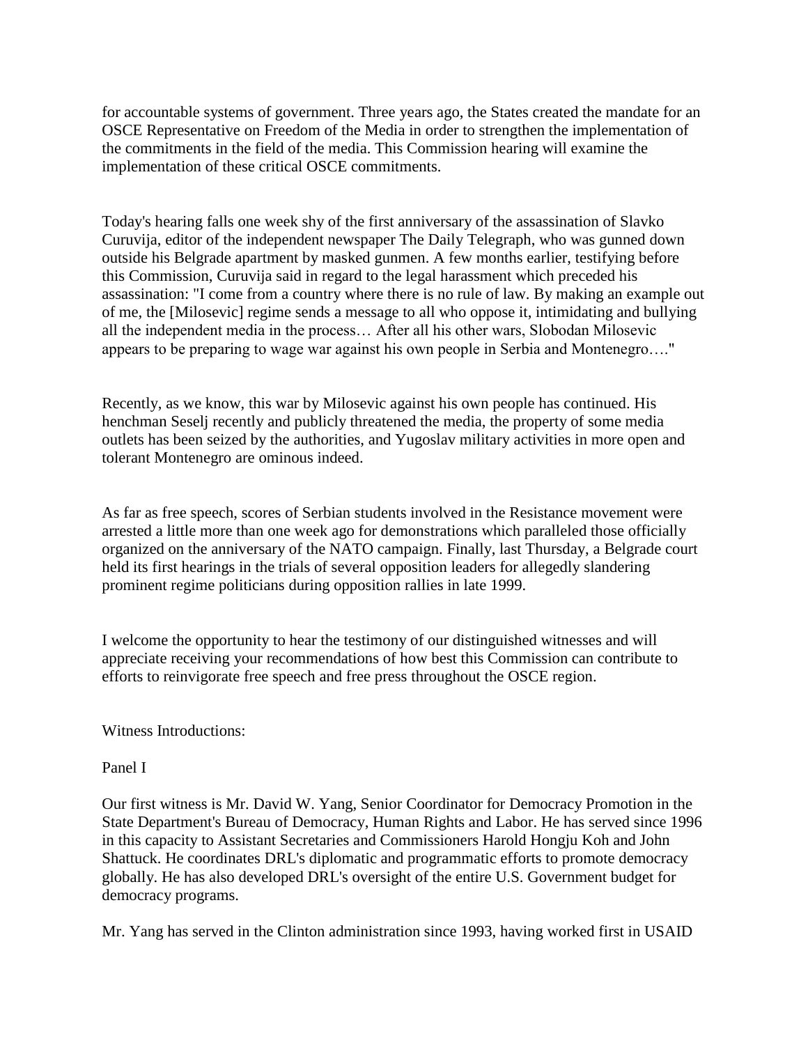for accountable systems of government. Three years ago, the States created the mandate for an OSCE Representative on Freedom of the Media in order to strengthen the implementation of the commitments in the field of the media. This Commission hearing will examine the implementation of these critical OSCE commitments.

Today's hearing falls one week shy of the first anniversary of the assassination of Slavko Curuvija, editor of the independent newspaper The Daily Telegraph, who was gunned down outside his Belgrade apartment by masked gunmen. A few months earlier, testifying before this Commission, Curuvija said in regard to the legal harassment which preceded his assassination: "I come from a country where there is no rule of law. By making an example out of me, the [Milosevic] regime sends a message to all who oppose it, intimidating and bullying all the independent media in the process… After all his other wars, Slobodan Milosevic appears to be preparing to wage war against his own people in Serbia and Montenegro…."

Recently, as we know, this war by Milosevic against his own people has continued. His henchman Seselj recently and publicly threatened the media, the property of some media outlets has been seized by the authorities, and Yugoslav military activities in more open and tolerant Montenegro are ominous indeed.

As far as free speech, scores of Serbian students involved in the Resistance movement were arrested a little more than one week ago for demonstrations which paralleled those officially organized on the anniversary of the NATO campaign. Finally, last Thursday, a Belgrade court held its first hearings in the trials of several opposition leaders for allegedly slandering prominent regime politicians during opposition rallies in late 1999.

I welcome the opportunity to hear the testimony of our distinguished witnesses and will appreciate receiving your recommendations of how best this Commission can contribute to efforts to reinvigorate free speech and free press throughout the OSCE region.

Witness Introductions:

Panel I

Our first witness is Mr. David W. Yang, Senior Coordinator for Democracy Promotion in the State Department's Bureau of Democracy, Human Rights and Labor. He has served since 1996 in this capacity to Assistant Secretaries and Commissioners Harold Hongju Koh and John Shattuck. He coordinates DRL's diplomatic and programmatic efforts to promote democracy globally. He has also developed DRL's oversight of the entire U.S. Government budget for democracy programs.

Mr. Yang has served in the Clinton administration since 1993, having worked first in USAID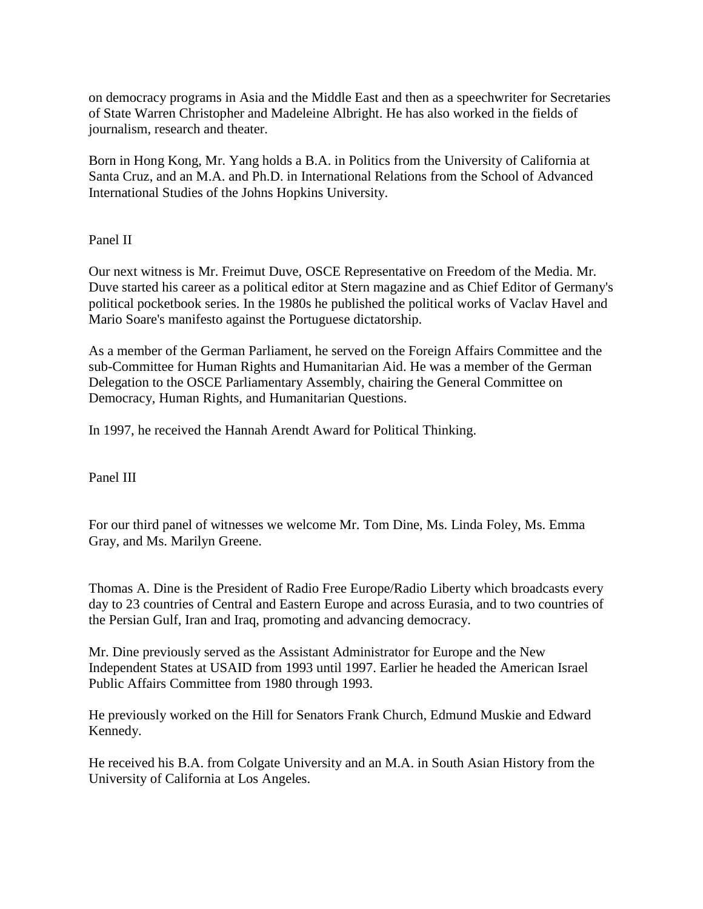on democracy programs in Asia and the Middle East and then as a speechwriter for Secretaries of State Warren Christopher and Madeleine Albright. He has also worked in the fields of journalism, research and theater.

Born in Hong Kong, Mr. Yang holds a B.A. in Politics from the University of California at Santa Cruz, and an M.A. and Ph.D. in International Relations from the School of Advanced International Studies of the Johns Hopkins University.

## Panel II

Our next witness is Mr. Freimut Duve, OSCE Representative on Freedom of the Media. Mr. Duve started his career as a political editor at Stern magazine and as Chief Editor of Germany's political pocketbook series. In the 1980s he published the political works of Vaclav Havel and Mario Soare's manifesto against the Portuguese dictatorship.

As a member of the German Parliament, he served on the Foreign Affairs Committee and the sub-Committee for Human Rights and Humanitarian Aid. He was a member of the German Delegation to the OSCE Parliamentary Assembly, chairing the General Committee on Democracy, Human Rights, and Humanitarian Questions.

In 1997, he received the Hannah Arendt Award for Political Thinking.

## Panel III

For our third panel of witnesses we welcome Mr. Tom Dine, Ms. Linda Foley, Ms. Emma Gray, and Ms. Marilyn Greene.

Thomas A. Dine is the President of Radio Free Europe/Radio Liberty which broadcasts every day to 23 countries of Central and Eastern Europe and across Eurasia, and to two countries of the Persian Gulf, Iran and Iraq, promoting and advancing democracy.

Mr. Dine previously served as the Assistant Administrator for Europe and the New Independent States at USAID from 1993 until 1997. Earlier he headed the American Israel Public Affairs Committee from 1980 through 1993.

He previously worked on the Hill for Senators Frank Church, Edmund Muskie and Edward Kennedy.

He received his B.A. from Colgate University and an M.A. in South Asian History from the University of California at Los Angeles.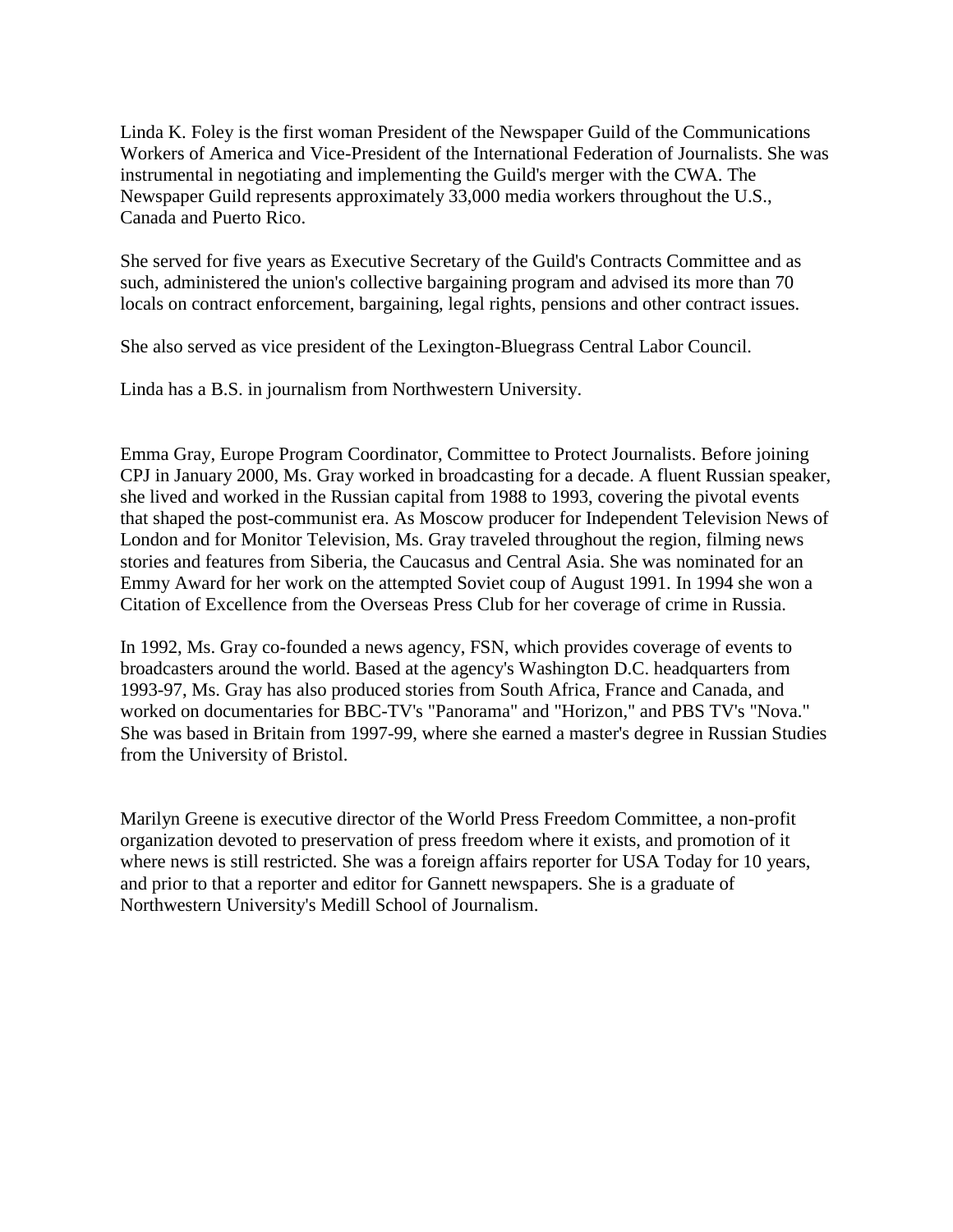Linda K. Foley is the first woman President of the Newspaper Guild of the Communications Workers of America and Vice-President of the International Federation of Journalists. She was instrumental in negotiating and implementing the Guild's merger with the CWA. The Newspaper Guild represents approximately 33,000 media workers throughout the U.S., Canada and Puerto Rico.

She served for five years as Executive Secretary of the Guild's Contracts Committee and as such, administered the union's collective bargaining program and advised its more than 70 locals on contract enforcement, bargaining, legal rights, pensions and other contract issues.

She also served as vice president of the Lexington-Bluegrass Central Labor Council.

Linda has a B.S. in journalism from Northwestern University.

Emma Gray, Europe Program Coordinator, Committee to Protect Journalists. Before joining CPJ in January 2000, Ms. Gray worked in broadcasting for a decade. A fluent Russian speaker, she lived and worked in the Russian capital from 1988 to 1993, covering the pivotal events that shaped the post-communist era. As Moscow producer for Independent Television News of London and for Monitor Television, Ms. Gray traveled throughout the region, filming news stories and features from Siberia, the Caucasus and Central Asia. She was nominated for an Emmy Award for her work on the attempted Soviet coup of August 1991. In 1994 she won a Citation of Excellence from the Overseas Press Club for her coverage of crime in Russia.

In 1992, Ms. Gray co-founded a news agency, FSN, which provides coverage of events to broadcasters around the world. Based at the agency's Washington D.C. headquarters from 1993-97, Ms. Gray has also produced stories from South Africa, France and Canada, and worked on documentaries for BBC-TV's "Panorama" and "Horizon," and PBS TV's "Nova." She was based in Britain from 1997-99, where she earned a master's degree in Russian Studies from the University of Bristol.

Marilyn Greene is executive director of the World Press Freedom Committee, a non-profit organization devoted to preservation of press freedom where it exists, and promotion of it where news is still restricted. She was a foreign affairs reporter for USA Today for 10 years, and prior to that a reporter and editor for Gannett newspapers. She is a graduate of Northwestern University's Medill School of Journalism.